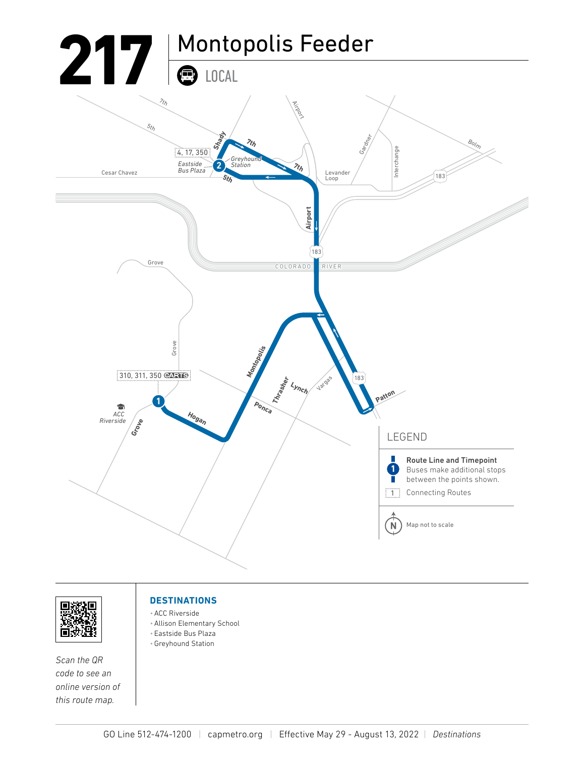# 217 Montopolis Feeder

LOCAL

Eastside Bus Plaza — 4, 17, 350

Greyhound Station

ACC Riverside — 310, 311, 350 CARTS

## LEGEND

- **Route Line and Timepoint** — Buses make additional stops between the points shown.
- 1 — Connecting Routes
- Map not to scale

Scan the QR code to see an online version of this route map.

## DESTINATIONS

- ACC Riverside
- Allison Elementary School
- Eastside Bus Plaza
- Greyhound Station

GO Line 512-474-1200 | capmetro.org | Effective May 29 - August 13, 2022 | *Destinations*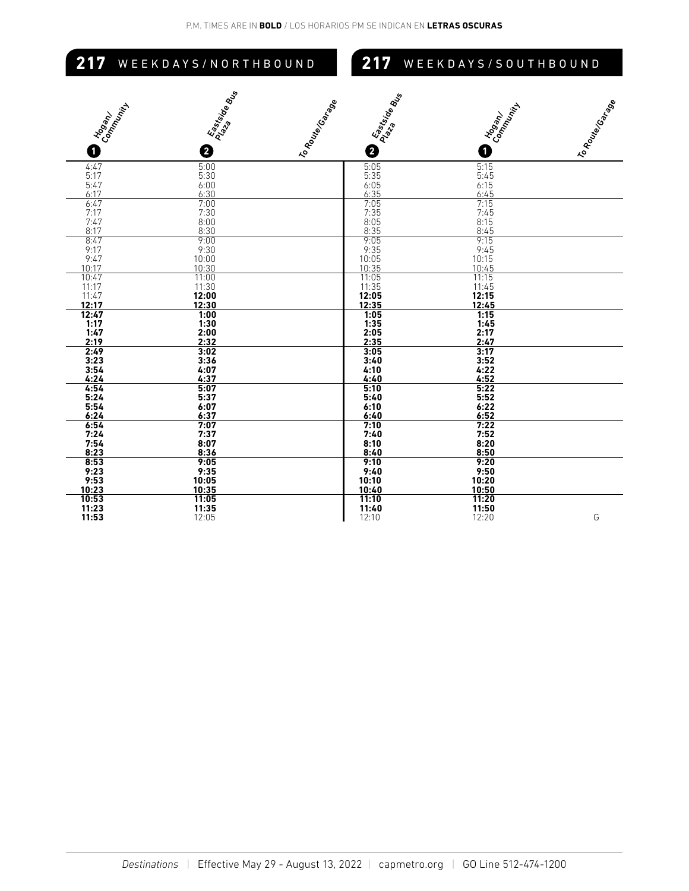P.M. TIMES ARE IN **BOLD** / LOS HORARIOS PM SE INDICAN EN **LETRAS OSCURAS**

## 217 WEEKDAYS/NORTHBOUND

| Hogan/ Community (1) | Eastside Bus Plaza (2) | To Route/Garage |
|---|---|---|
| 4:47 | 5:00 | |
| 5:17 | 5:30 | |
| 5:47 | 6:00 | |
| 6:17 | 6:30 | |
| 6:47 | 7:00 | |
| 7:17 | 7:30 | |
| 7:47 | 8:00 | |
| 8:17 | 8:30 | |
| 8:47 | 9:00 | |
| 9:17 | 9:30 | |
| 9:47 | 10:00 | |
| 10:17 | 10:30 | |
| 10:47 | 11:00 | |
| 11:17 | 11:30 | |
| 11:47 | **12:00** | |
| **12:17** | **12:30** | |
| **12:47** | **1:00** | |
| **1:17** | **1:30** | |
| **1:47** | **2:00** | |
| **2:19** | **2:32** | |
| **2:49** | **3:02** | |
| **3:23** | **3:36** | |
| **3:54** | **4:07** | |
| **4:24** | **4:37** | |
| **4:54** | **5:07** | |
| **5:24** | **5:37** | |
| **5:54** | **6:07** | |
| **6:24** | **6:37** | |
| **6:54** | **7:07** | |
| **7:24** | **7:37** | |
| **7:54** | **8:07** | |
| **8:23** | **8:36** | |
| **8:53** | **9:05** | |
| **9:23** | **9:35** | |
| **9:53** | **10:05** | |
| **10:23** | **10:35** | |
| **10:53** | **11:05** | |
| **11:23** | **11:35** | |
| **11:53** | 12:05 | |

## 217 WEEKDAYS/SOUTHBOUND

| Eastside Bus Plaza (2) | Hogan/ Community (1) | To Route/Garage |
|---|---|---|
| 5:05 | 5:15 | |
| 5:35 | 5:45 | |
| 6:05 | 6:15 | |
| 6:35 | 6:45 | |
| 7:05 | 7:15 | |
| 7:35 | 7:45 | |
| 8:05 | 8:15 | |
| 8:35 | 8:45 | |
| 9:05 | 9:15 | |
| 9:35 | 9:45 | |
| 10:05 | 10:15 | |
| 10:35 | 10:45 | |
| 11:05 | 11:15 | |
| 11:35 | 11:45 | |
| **12:05** | **12:15** | |
| **12:35** | **12:45** | |
| **1:05** | **1:15** | |
| **1:35** | **1:45** | |
| **2:05** | **2:17** | |
| **2:35** | **2:47** | |
| **3:05** | **3:17** | |
| **3:40** | **3:52** | |
| **4:10** | **4:22** | |
| **4:40** | **4:52** | |
| **5:10** | **5:22** | |
| **5:40** | **5:52** | |
| **6:10** | **6:22** | |
| **6:40** | **6:52** | |
| **7:10** | **7:22** | |
| **7:40** | **7:52** | |
| **8:10** | **8:20** | |
| **8:40** | **8:50** | |
| **9:10** | **9:20** | |
| **9:40** | **9:50** | |
| **10:10** | **10:20** | |
| **10:40** | **10:50** | |
| **11:10** | **11:20** | |
| **11:40** | **11:50** | |
| 12:10 | 12:20 | G |

*Destinations* | Effective May 29 - August 13, 2022 | capmetro.org | GO Line 512-474-1200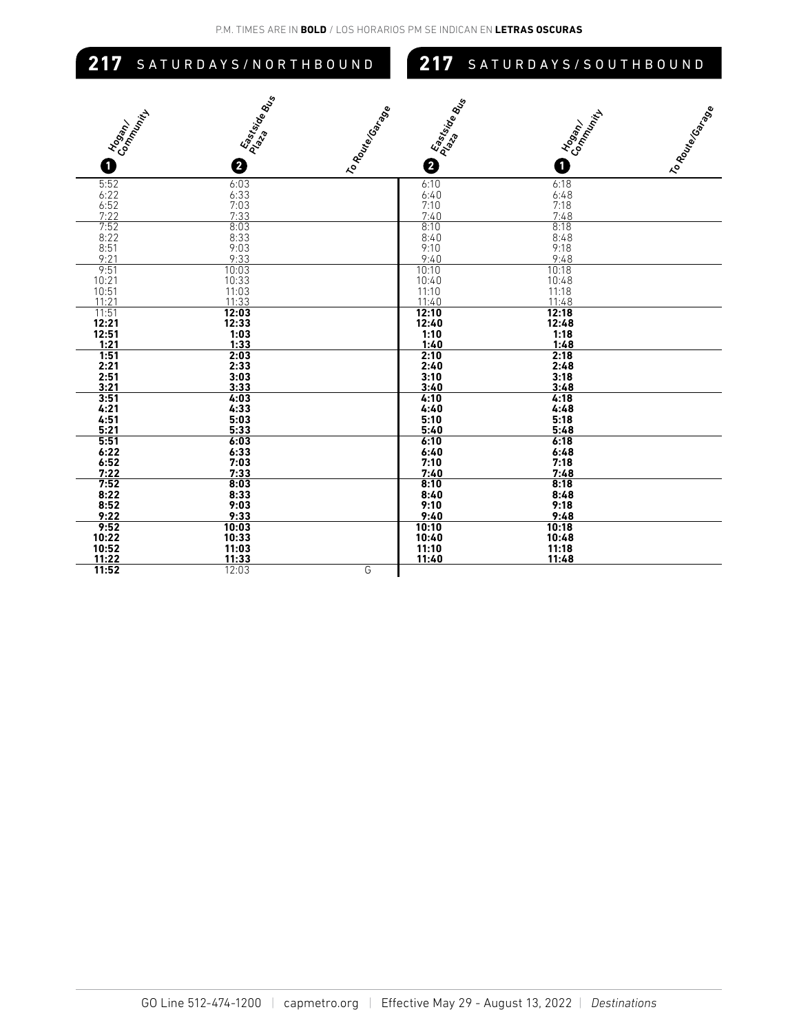P.M. TIMES ARE IN **BOLD** / LOS HORARIOS PM SE INDICAN EN **LETRAS OSCURAS**

## 217 SATURDAYS/NORTHBOUND

| Hogan/Community 1 | Eastside Bus Plaza 2 | To Route/Garage |
|---|---|---|
| 5:52 | 6:03 | |
| 6:22 | 6:33 | |
| 6:52 | 7:03 | |
| 7:22 | 7:33 | |
| 7:52 | 8:03 | |
| 8:22 | 8:33 | |
| 8:51 | 9:03 | |
| 9:21 | 9:33 | |
| 9:51 | 10:03 | |
| 10:21 | 10:33 | |
| 10:51 | 11:03 | |
| 11:21 | 11:33 | |
| 11:51 | **12:03** | |
| **12:21** | **12:33** | |
| **12:51** | **1:03** | |
| **1:21** | **1:33** | |
| **1:51** | **2:03** | |
| **2:21** | **2:33** | |
| **2:51** | **3:03** | |
| **3:21** | **3:33** | |
| **3:51** | **4:03** | |
| **4:21** | **4:33** | |
| **4:51** | **5:03** | |
| **5:21** | **5:33** | |
| **5:51** | **6:03** | |
| **6:22** | **6:33** | |
| **6:52** | **7:03** | |
| **7:22** | **7:33** | |
| **7:52** | **8:03** | |
| **8:22** | **8:33** | |
| **8:52** | **9:03** | |
| **9:22** | **9:33** | |
| **9:52** | **10:03** | |
| **10:22** | **10:33** | |
| **10:52** | **11:03** | |
| **11:22** | **11:33** | |
| **11:52** | 12:03 | G |

## 217 SATURDAYS/SOUTHBOUND

| Eastside Bus Plaza 2 | Hogan/Community 1 | To Route/Garage |
|---|---|---|
| 6:10 | 6:18 | |
| 6:40 | 6:48 | |
| 7:10 | 7:18 | |
| 7:40 | 7:48 | |
| 8:10 | 8:18 | |
| 8:40 | 8:48 | |
| 9:10 | 9:18 | |
| 9:40 | 9:48 | |
| 10:10 | 10:18 | |
| 10:40 | 10:48 | |
| 11:10 | 11:18 | |
| 11:40 | 11:48 | |
| **12:10** | **12:18** | |
| **12:40** | **12:48** | |
| **1:10** | **1:18** | |
| **1:40** | **1:48** | |
| **2:10** | **2:18** | |
| **2:40** | **2:48** | |
| **3:10** | **3:18** | |
| **3:40** | **3:48** | |
| **4:10** | **4:18** | |
| **4:40** | **4:48** | |
| **5:10** | **5:18** | |
| **5:40** | **5:48** | |
| **6:10** | **6:18** | |
| **6:40** | **6:48** | |
| **7:10** | **7:18** | |
| **7:40** | **7:48** | |
| **8:10** | **8:18** | |
| **8:40** | **8:48** | |
| **9:10** | **9:18** | |
| **9:40** | **9:48** | |
| **10:10** | **10:18** | |
| **10:40** | **10:48** | |
| **11:10** | **11:18** | |
| **11:40** | **11:48** | |

GO Line 512-474-1200 | capmetro.org | Effective May 29 - August 13, 2022 | *Destinations*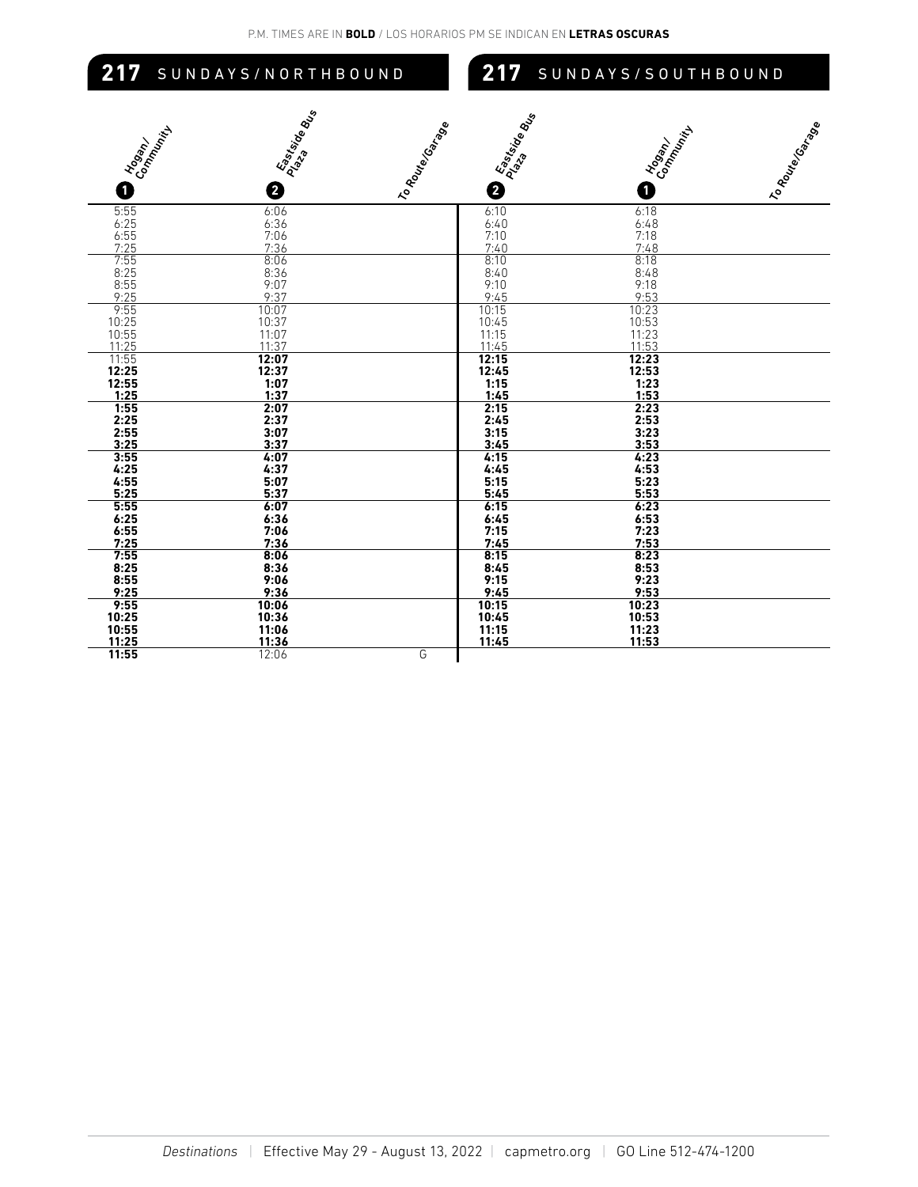P.M. TIMES ARE IN **BOLD** / LOS HORARIOS PM SE INDICAN EN **LETRAS OSCURAS**

## 217 SUNDAYS/NORTHBOUND

| Hogan/Community (1) | Eastside Bus Plaza (2) | To Route/Garage |
|---|---|---|
| 5:55 | 6:06 | |
| 6:25 | 6:36 | |
| 6:55 | 7:06 | |
| 7:25 | 7:36 | |
| 7:55 | 8:06 | |
| 8:25 | 8:36 | |
| 8:55 | 9:07 | |
| 9:25 | 9:37 | |
| 9:55 | 10:07 | |
| 10:25 | 10:37 | |
| 10:55 | 11:07 | |
| 11:25 | 11:37 | |
| 11:55 | **12:07** | |
| **12:25** | **12:37** | |
| **12:55** | **1:07** | |
| **1:25** | **1:37** | |
| **1:55** | **2:07** | |
| **2:25** | **2:37** | |
| **2:55** | **3:07** | |
| **3:25** | **3:37** | |
| **3:55** | **4:07** | |
| **4:25** | **4:37** | |
| **4:55** | **5:07** | |
| **5:25** | **5:37** | |
| **5:55** | **6:07** | |
| **6:25** | **6:36** | |
| **6:55** | **7:06** | |
| **7:25** | **7:36** | |
| **7:55** | **8:06** | |
| **8:25** | **8:36** | |
| **8:55** | **9:06** | |
| **9:25** | **9:36** | |
| **9:55** | **10:06** | |
| **10:25** | **10:36** | |
| **10:55** | **11:06** | |
| **11:25** | **11:36** | |
| **11:55** | 12:06 | G |

## 217 SUNDAYS/SOUTHBOUND

| Eastside Bus Plaza (2) | Hogan/Community (1) | To Route/Garage |
|---|---|---|
| 6:10 | 6:18 | |
| 6:40 | 6:48 | |
| 7:10 | 7:18 | |
| 7:40 | 7:48 | |
| 8:10 | 8:18 | |
| 8:40 | 8:48 | |
| 9:10 | 9:18 | |
| 9:45 | 9:53 | |
| 10:15 | 10:23 | |
| 10:45 | 10:53 | |
| 11:15 | 11:23 | |
| 11:45 | 11:53 | |
| **12:15** | **12:23** | |
| **12:45** | **12:53** | |
| **1:15** | **1:23** | |
| **1:45** | **1:53** | |
| **2:15** | **2:23** | |
| **2:45** | **2:53** | |
| **3:15** | **3:23** | |
| **3:45** | **3:53** | |
| **4:15** | **4:23** | |
| **4:45** | **4:53** | |
| **5:15** | **5:23** | |
| **5:45** | **5:53** | |
| **6:15** | **6:23** | |
| **6:45** | **6:53** | |
| **7:15** | **7:23** | |
| **7:45** | **7:53** | |
| **8:15** | **8:23** | |
| **8:45** | **8:53** | |
| **9:15** | **9:23** | |
| **9:45** | **9:53** | |
| **10:15** | **10:23** | |
| **10:45** | **10:53** | |
| **11:15** | **11:23** | |
| **11:45** | **11:53** | |

*Destinations* | Effective May 29 - August 13, 2022 | capmetro.org | GO Line 512-474-1200